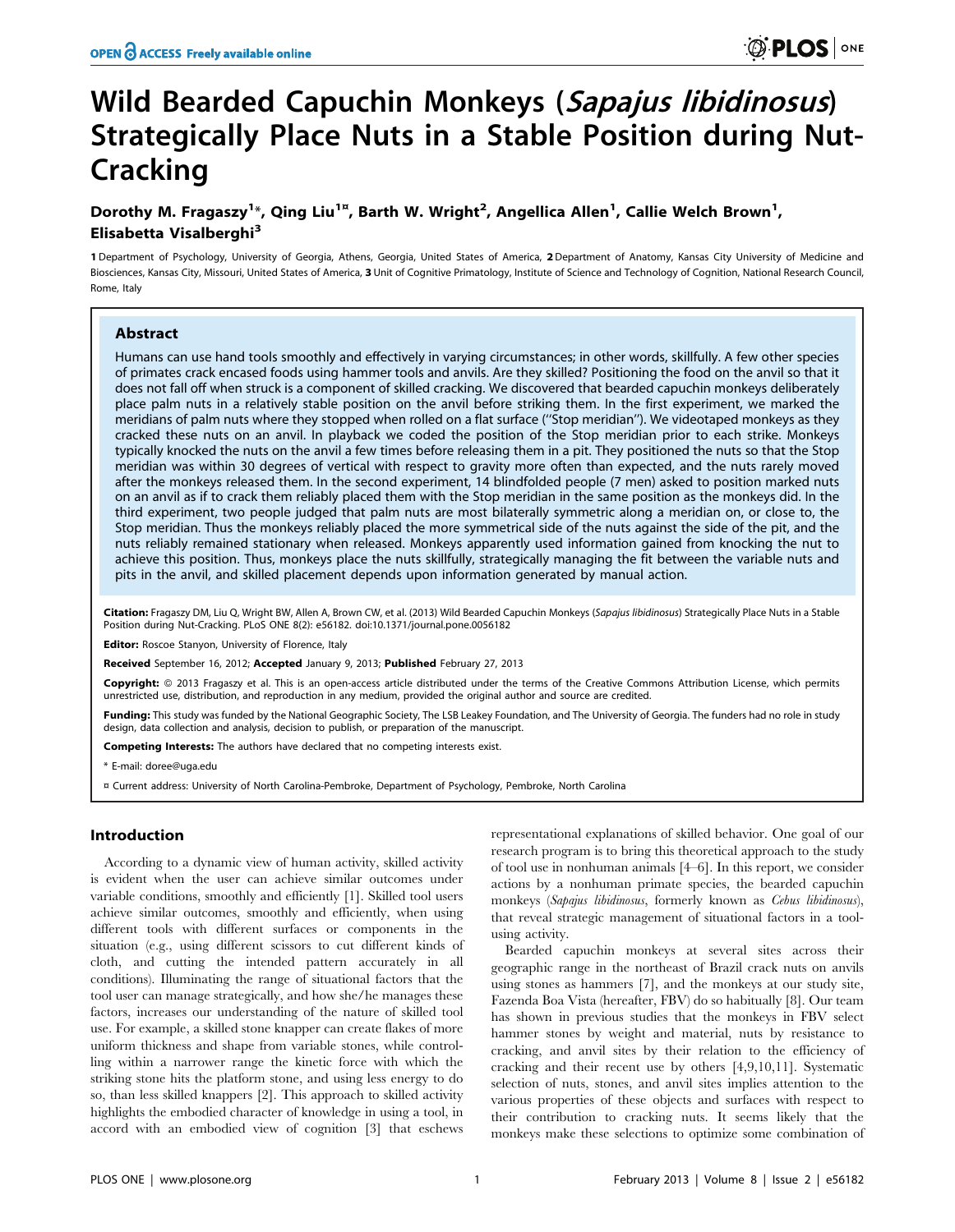# Wild Bearded Capuchin Monkeys (*Sapajus libidinosus*) Strategically Place Nuts in a Stable Position during Nut-Cracking

**Dorothy M. Fragaszy[1]\*, Qing Liu[1¤], Barth W. Wright[2], Angellica Allen[1], Callie Welch Brown[1], Elisabetta Visalberghi[3]**

**1** Department of Psychology, University of Georgia, Athens, Georgia, United States of America, **2** Department of Anatomy, Kansas City University of Medicine and Biosciences, Kansas City, Missouri, United States of America, **3** Unit of Cognitive Primatology, Institute of Science and Technology of Cognition, National Research Council, Rome, Italy

## Abstract

Humans can use hand tools smoothly and effectively in varying circumstances; in other words, skillfully. A few other species of primates crack encased foods using hammer tools and anvils. Are they skilled? Positioning the food on the anvil so that it does not fall off when struck is a component of skilled cracking. We discovered that bearded capuchin monkeys deliberately place palm nuts in a relatively stable position on the anvil before striking them. In the first experiment, we marked the meridians of palm nuts where they stopped when rolled on a flat surface ("Stop meridian"). We videotaped monkeys as they cracked these nuts on an anvil. In playback we coded the position of the Stop meridian prior to each strike. Monkeys typically knocked the nuts on the anvil a few times before releasing them in a pit. They positioned the nuts so that the Stop meridian was within 30 degrees of vertical with respect to gravity more often than expected, and the nuts rarely moved after the monkeys released them. In the second experiment, 14 blindfolded people (7 men) asked to position marked nuts on an anvil as if to crack them reliably placed them with the Stop meridian in the same position as the monkeys did. In the third experiment, two people judged that palm nuts are most bilaterally symmetric along a meridian on, or close to, the Stop meridian. Thus the monkeys reliably placed the more symmetrical side of the nuts against the side of the pit, and the nuts reliably remained stationary when released. Monkeys apparently used information gained from knocking the nut to achieve this position. Thus, monkeys place the nuts skillfully, strategically managing the fit between the variable nuts and pits in the anvil, and skilled placement depends upon information generated by manual action.

**Citation:** Fragaszy DM, Liu Q, Wright BW, Allen A, Brown CW, et al. (2013) Wild Bearded Capuchin Monkeys (*Sapajus libidinosus*) Strategically Place Nuts in a Stable Position during Nut-Cracking. PLoS ONE 8(2): e56182. doi:10.1371/journal.pone.0056182

**Editor:** Roscoe Stanyon, University of Florence, Italy

**Received** September 16, 2012; **Accepted** January 9, 2013; **Published** February 27, 2013

**Copyright:** © 2013 Fragaszy et al. This is an open-access article distributed under the terms of the Creative Commons Attribution License, which permits unrestricted use, distribution, and reproduction in any medium, provided the original author and source are credited.

**Funding:** This study was funded by the National Geographic Society, The LSB Leakey Foundation, and The University of Georgia. The funders had no role in study design, data collection and analysis, decision to publish, or preparation of the manuscript.

**Competing Interests:** The authors have declared that no competing interests exist.

\* E-mail: doree@uga.edu

¤ Current address: University of North Carolina-Pembroke, Department of Psychology, Pembroke, North Carolina

## Introduction

According to a dynamic view of human activity, skilled activity is evident when the user can achieve similar outcomes under variable conditions, smoothly and efficiently [1]. Skilled tool users achieve similar outcomes, smoothly and efficiently, when using different tools with different surfaces or components in the situation (e.g., using different scissors to cut different kinds of cloth, and cutting the intended pattern accurately in all conditions). Illuminating the range of situational factors that the tool user can manage strategically, and how she/he manages these factors, increases our understanding of the nature of skilled tool use. For example, a skilled stone knapper can create flakes of more uniform thickness and shape from variable stones, while controlling within a narrower range the kinetic force with which the striking stone hits the platform stone, and using less energy to do so, than less skilled knappers [2]. This approach to skilled activity highlights the embodied character of knowledge in using a tool, in accord with an embodied view of cognition [3] that eschews representational explanations of skilled behavior. One goal of our research program is to bring this theoretical approach to the study of tool use in nonhuman animals [4–6]. In this report, we consider actions by a nonhuman primate species, the bearded capuchin monkeys (*Sapajus libidinosus*, formerly known as *Cebus libidinosus*), that reveal strategic management of situational factors in a tool-using activity.

Bearded capuchin monkeys at several sites across their geographic range in the northeast of Brazil crack nuts on anvils using stones as hammers [7], and the monkeys at our study site, Fazenda Boa Vista (hereafter, FBV) do so habitually [8]. Our team has shown in previous studies that the monkeys in FBV select hammer stones by weight and material, nuts by resistance to cracking, and anvil sites by their relation to the efficiency of cracking and their recent use by others [4,9,10,11]. Systematic selection of nuts, stones, and anvil sites implies attention to the various properties of these objects and surfaces with respect to their contribution to cracking nuts. It seems likely that the monkeys make these selections to optimize some combination of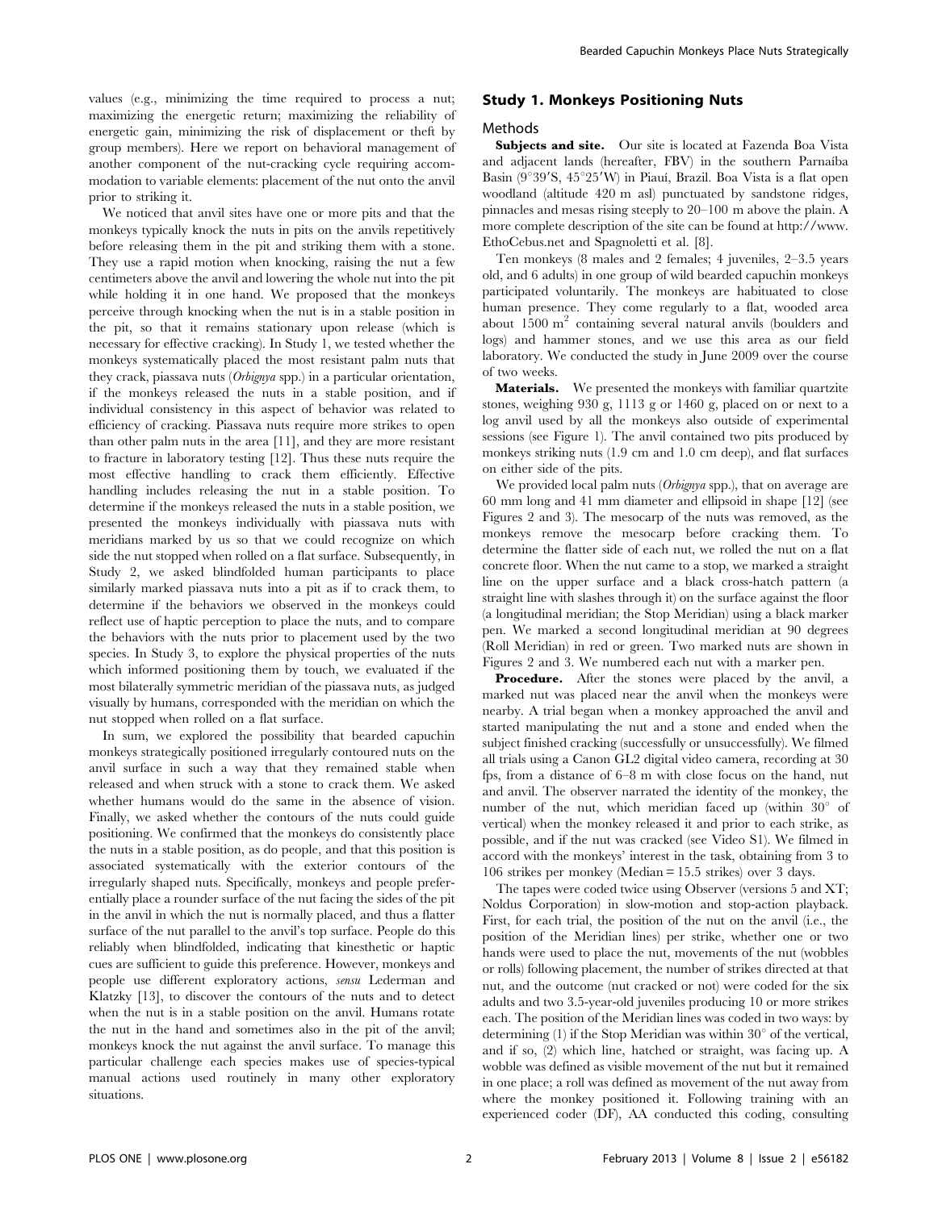values (e.g., minimizing the time required to process a nut; maximizing the energetic return; maximizing the reliability of energetic gain, minimizing the risk of displacement or theft by group members). Here we report on behavioral management of another component of the nut-cracking cycle requiring accommodation to variable elements: placement of the nut onto the anvil prior to striking it.

We noticed that anvil sites have one or more pits and that the monkeys typically knock the nuts in pits on the anvils repetitively before releasing them in the pit and striking them with a stone. They use a rapid motion when knocking, raising the nut a few centimeters above the anvil and lowering the whole nut into the pit while holding it in one hand. We proposed that the monkeys perceive through knocking when the nut is in a stable position in the pit, so that it remains stationary upon release (which is necessary for effective cracking). In Study 1, we tested whether the monkeys systematically placed the most resistant palm nuts that they crack, piassava nuts (*Orbignya* spp.) in a particular orientation, if the monkeys released the nuts in a stable position, and if individual consistency in this aspect of behavior was related to efficiency of cracking. Piassava nuts require more strikes to open than other palm nuts in the area [11], and they are more resistant to fracture in laboratory testing [12]. Thus these nuts require the most effective handling to crack them efficiently. Effective handling includes releasing the nut in a stable position. To determine if the monkeys released the nuts in a stable position, we presented the monkeys individually with piassava nuts with meridians marked by us so that we could recognize on which side the nut stopped when rolled on a flat surface. Subsequently, in Study 2, we asked blindfolded human participants to place similarly marked piassava nuts into a pit as if to crack them, to determine if the behaviors we observed in the monkeys could reflect use of haptic perception to place the nuts, and to compare the behaviors with the nuts prior to placement used by the two species. In Study 3, to explore the physical properties of the nuts which informed positioning them by touch, we evaluated if the most bilaterally symmetric meridian of the piassava nuts, as judged visually by humans, corresponded with the meridian on which the nut stopped when rolled on a flat surface.

In sum, we explored the possibility that bearded capuchin monkeys strategically positioned irregularly contoured nuts on the anvil surface in such a way that they remained stable when released and when struck with a stone to crack them. We asked whether humans would do the same in the absence of vision. Finally, we asked whether the contours of the nuts could guide positioning. We confirmed that the monkeys do consistently place the nuts in a stable position, as do people, and that this position is associated systematically with the exterior contours of the irregularly shaped nuts. Specifically, monkeys and people preferentially place a rounder surface of the nut facing the sides of the pit in the anvil in which the nut is normally placed, and thus a flatter surface of the nut parallel to the anvil's top surface. People do this reliably when blindfolded, indicating that kinesthetic or haptic cues are sufficient to guide this preference. However, monkeys and people use different exploratory actions, *sensu* Lederman and Klatzky [13], to discover the contours of the nuts and to detect when the nut is in a stable position on the anvil. Humans rotate the nut in the hand and sometimes also in the pit of the anvil; monkeys knock the nut against the anvil surface. To manage this particular challenge each species makes use of species-typical manual actions used routinely in many other exploratory situations.

## Study 1. Monkeys Positioning Nuts

### Methods

**Subjects and site.** Our site is located at Fazenda Boa Vista and adjacent lands (hereafter, FBV) in the southern Parnaíba Basin (9°39′S, 45°25′W) in Piauí, Brazil. Boa Vista is a flat open woodland (altitude 420 m asl) punctuated by sandstone ridges, pinnacles and mesas rising steeply to 20–100 m above the plain. A more complete description of the site can be found at http://www.EthoCebus.net and Spagnoletti et al. [8].

Ten monkeys (8 males and 2 females; 4 juveniles, 2–3.5 years old, and 6 adults) in one group of wild bearded capuchin monkeys participated voluntarily. The monkeys are habituated to close human presence. They come regularly to a flat, wooded area about 1500 $m^2$ containing several natural anvils (boulders and logs) and hammer stones, and we use this area as our field laboratory. We conducted the study in June 2009 over the course of two weeks.

**Materials.** We presented the monkeys with familiar quartzite stones, weighing 930 g, 1113 g or 1460 g, placed on or next to a log anvil used by all the monkeys also outside of experimental sessions (see Figure 1). The anvil contained two pits produced by monkeys striking nuts (1.9 cm and 1.0 cm deep), and flat surfaces on either side of the pits.

We provided local palm nuts (*Orbignya* spp.), that on average are 60 mm long and 41 mm diameter and ellipsoid in shape [12] (see Figures 2 and 3). The mesocarp of the nuts was removed, as the monkeys remove the mesocarp before cracking them. To determine the flatter side of each nut, we rolled the nut on a flat concrete floor. When the nut came to a stop, we marked a straight line on the upper surface and a black cross-hatch pattern (a straight line with slashes through it) on the surface against the floor (a longitudinal meridian; the Stop Meridian) using a black marker pen. We marked a second longitudinal meridian at 90 degrees (Roll Meridian) in red or green. Two marked nuts are shown in Figures 2 and 3. We numbered each nut with a marker pen.

**Procedure.** After the stones were placed by the anvil, a marked nut was placed near the anvil when the monkeys were nearby. A trial began when a monkey approached the anvil and started manipulating the nut and a stone and ended when the subject finished cracking (successfully or unsuccessfully). We filmed all trials using a Canon GL2 digital video camera, recording at 30 fps, from a distance of 6–8 m with close focus on the hand, nut and anvil. The observer narrated the identity of the monkey, the number of the nut, which meridian faced up (within 30° of vertical) when the monkey released it and prior to each strike, as possible, and if the nut was cracked (see Video S1). We filmed in accord with the monkeys' interest in the task, obtaining from 3 to 106 strikes per monkey (Median = 15.5 strikes) over 3 days.

The tapes were coded twice using Observer (versions 5 and XT; Noldus Corporation) in slow-motion and stop-action playback. First, for each trial, the position of the nut on the anvil (i.e., the position of the Meridian lines) per strike, whether one or two hands were used to place the nut, movements of the nut (wobbles or rolls) following placement, the number of strikes directed at that nut, and the outcome (nut cracked or not) were coded for the six adults and two 3.5-year-old juveniles producing 10 or more strikes each. The position of the Meridian lines was coded in two ways: by determining (1) if the Stop Meridian was within 30° of the vertical, and if so, (2) which line, hatched or straight, was facing up. A wobble was defined as visible movement of the nut but it remained in one place; a roll was defined as movement of the nut away from where the monkey positioned it. Following training with an experienced coder (DF), AA conducted this coding, consulting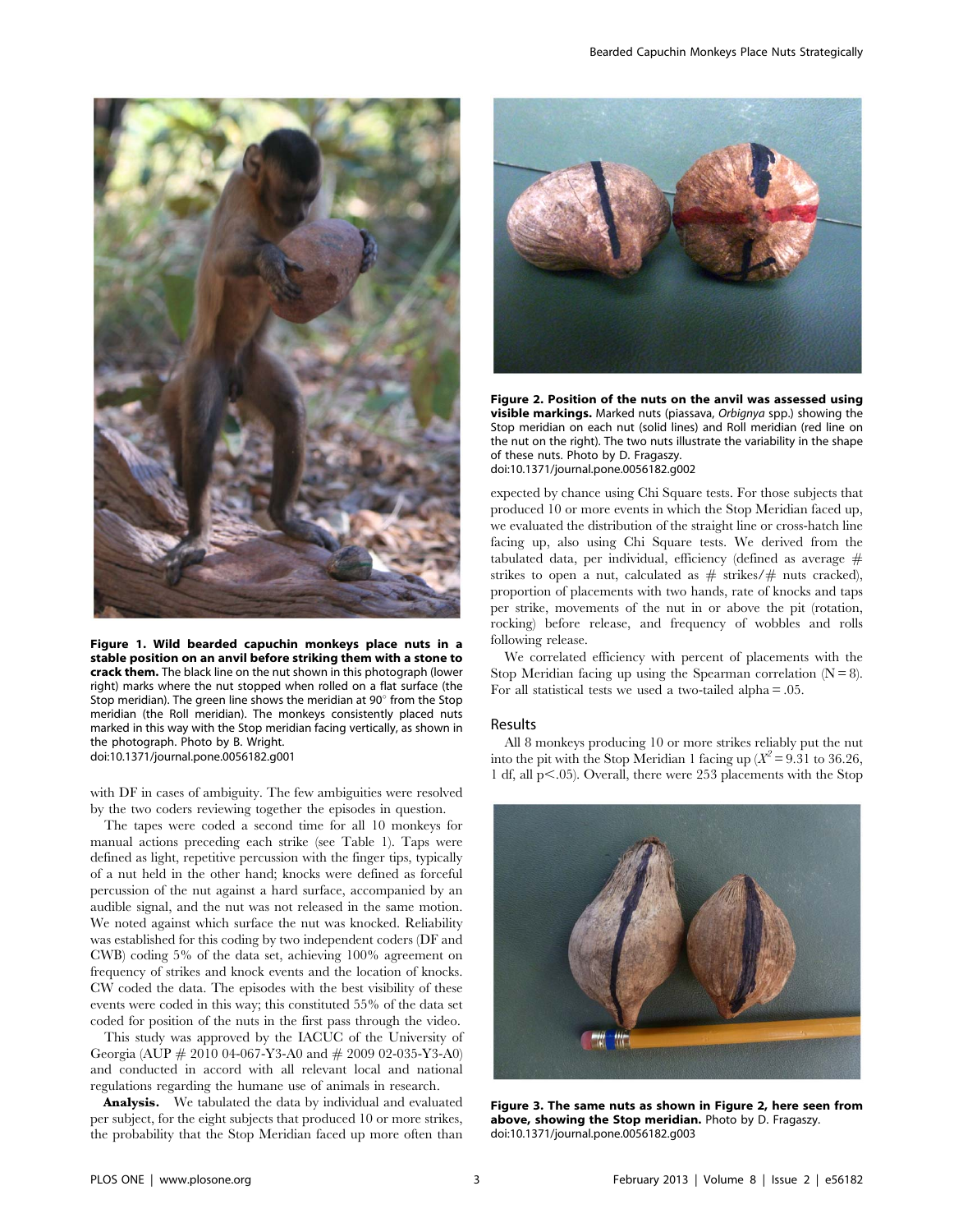**Figure 1. Wild bearded capuchin monkeys place nuts in a stable position on an anvil before striking them with a stone to crack them.** The black line on the nut shown in this photograph (lower right) marks where the nut stopped when rolled on a flat surface (the Stop meridian). The green line shows the meridian at 90° from the Stop meridian (the Roll meridian). The monkeys consistently placed nuts marked in this way with the Stop meridian facing vertically, as shown in the photograph. Photo by B. Wright.
doi:10.1371/journal.pone.0056182.g001

with DF in cases of ambiguity. The few ambiguities were resolved by the two coders reviewing together the episodes in question.

The tapes were coded a second time for all 10 monkeys for manual actions preceding each strike (see Table 1). Taps were defined as light, repetitive percussion with the finger tips, typically of a nut held in the other hand; knocks were defined as forceful percussion of the nut against a hard surface, accompanied by an audible signal, and the nut was not released in the same motion. We noted against which surface the nut was knocked. Reliability was established for this coding by two independent coders (DF and CWB) coding 5% of the data set, achieving 100% agreement on frequency of strikes and knock events and the location of knocks. CW coded the data. The episodes with the best visibility of these events were coded in this way; this constituted 55% of the data set coded for position of the nuts in the first pass through the video.

This study was approved by the IACUC of the University of Georgia (AUP # 2010 04-067-Y3-A0 and # 2009 02-035-Y3-A0) and conducted in accord with all relevant local and national regulations regarding the humane use of animals in research.

**Analysis.** We tabulated the data by individual and evaluated per subject, for the eight subjects that produced 10 or more strikes, the probability that the Stop Meridian faced up more often than expected by chance using Chi Square tests. For those subjects that produced 10 or more events in which the Stop Meridian faced up, we evaluated the distribution of the straight line or cross-hatch line facing up, also using Chi Square tests. We derived from the tabulated data, per individual, efficiency (defined as average # strikes to open a nut, calculated as # strikes/# nuts cracked), proportion of placements with two hands, rate of knocks and taps per strike, movements of the nut in or above the pit (rotation, rocking) before release, and frequency of wobbles and rolls following release.

We correlated efficiency with percent of placements with the Stop Meridian facing up using the Spearman correlation ($N = 8$). For all statistical tests we used a two-tailed alpha = .05.

**Figure 2. Position of the nuts on the anvil was assessed using visible markings.** Marked nuts (piassava, *Orbignya* spp.) showing the Stop meridian on each nut (solid lines) and Roll meridian (red line on the nut on the right). The two nuts illustrate the variability in the shape of these nuts. Photo by D. Fragaszy.
doi:10.1371/journal.pone.0056182.g002

## Results

All 8 monkeys producing 10 or more strikes reliably put the nut into the pit with the Stop Meridian 1 facing up ($X^2 = 9.31$ to 36.26, 1 df, all $p < .05$). Overall, there were 253 placements with the Stop

**Figure 3. The same nuts as shown in Figure 2, here seen from above, showing the Stop meridian.** Photo by D. Fragaszy.
doi:10.1371/journal.pone.0056182.g003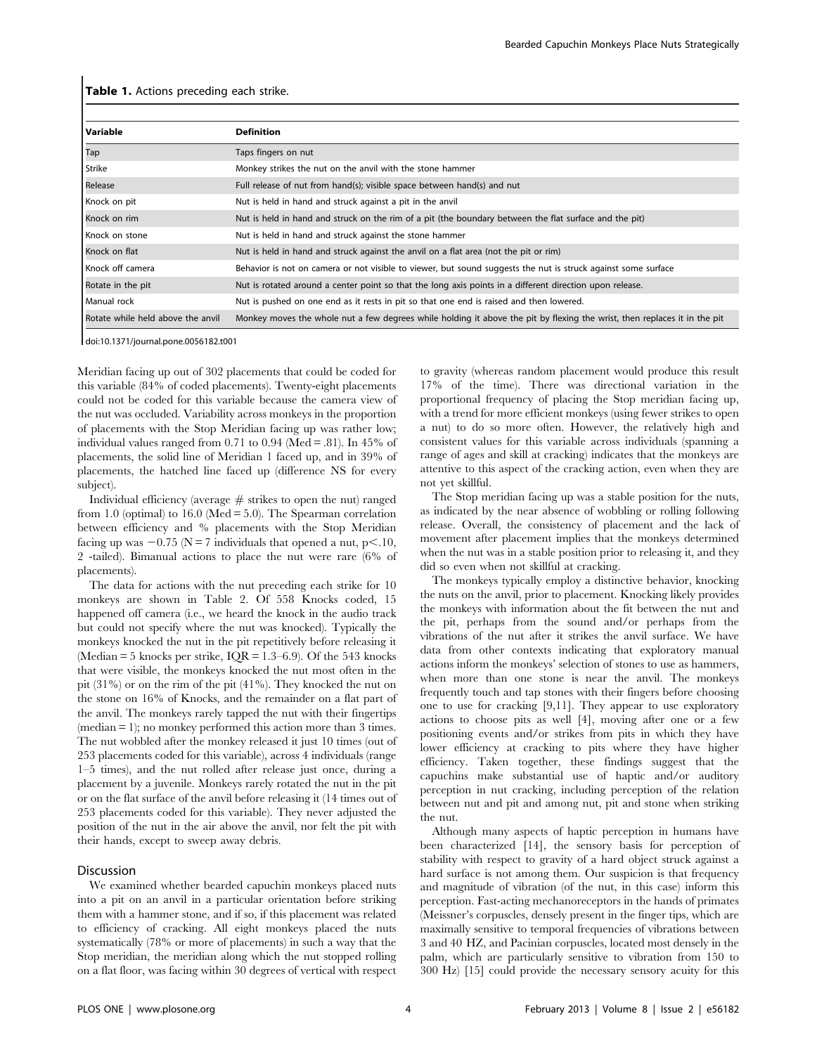**Table 1.** Actions preceding each strike.

| Variable | Definition |
| --- | --- |
| Tap | Taps fingers on nut |
| Strike | Monkey strikes the nut on the anvil with the stone hammer |
| Release | Full release of nut from hand(s); visible space between hand(s) and nut |
| Knock on pit | Nut is held in hand and struck against a pit in the anvil |
| Knock on rim | Nut is held in hand and struck on the rim of a pit (the boundary between the flat surface and the pit) |
| Knock on stone | Nut is held in hand and struck against the stone hammer |
| Knock on flat | Nut is held in hand and struck against the anvil on a flat area (not the pit or rim) |
| Knock off camera | Behavior is not on camera or not visible to viewer, but sound suggests the nut is struck against some surface |
| Rotate in the pit | Nut is rotated around a center point so that the long axis points in a different direction upon release. |
| Manual rock | Nut is pushed on one end as it rests in pit so that one end is raised and then lowered. |
| Rotate while held above the anvil | Monkey moves the whole nut a few degrees while holding it above the pit by flexing the wrist, then replaces it in the pit |

doi:10.1371/journal.pone.0056182.t001

Meridian facing up out of 302 placements that could be coded for this variable (84% of coded placements). Twenty-eight placements could not be coded for this variable because the camera view of the nut was occluded. Variability across monkeys in the proportion of placements with the Stop Meridian facing up was rather low; individual values ranged from 0.71 to 0.94 (Med = .81). In 45% of placements, the solid line of Meridian 1 faced up, and in 39% of placements, the hatched line faced up (difference NS for every subject).

Individual efficiency (average # strikes to open the nut) ranged from 1.0 (optimal) to 16.0 (Med = 5.0). The Spearman correlation between efficiency and % placements with the Stop Meridian facing up was $-0.75$ (N = 7 individuals that opened a nut, $p<.10$, 2 -tailed). Bimanual actions to place the nut were rare (6% of placements).

The data for actions with the nut preceding each strike for 10 monkeys are shown in Table 2. Of 558 Knocks coded, 15 happened off camera (i.e., we heard the knock in the audio track but could not specify where the nut was knocked). Typically the monkeys knocked the nut in the pit repetitively before releasing it (Median = 5 knocks per strike, IQR = 1.3–6.9). Of the 543 knocks that were visible, the monkeys knocked the nut most often in the pit (31%) or on the rim of the pit (41%). They knocked the nut on the stone on 16% of Knocks, and the remainder on a flat part of the anvil. The monkeys rarely tapped the nut with their fingertips (median = 1); no monkey performed this action more than 3 times. The nut wobbled after the monkey released it just 10 times (out of 253 placements coded for this variable), across 4 individuals (range 1–5 times), and the nut rolled after release just once, during a placement by a juvenile. Monkeys rarely rotated the nut in the pit or on the flat surface of the anvil before releasing it (14 times out of 253 placements coded for this variable). They never adjusted the position of the nut in the air above the anvil, nor felt the pit with their hands, except to sweep away debris.

## Discussion

We examined whether bearded capuchin monkeys placed nuts into a pit on an anvil in a particular orientation before striking them with a hammer stone, and if so, if this placement was related to efficiency of cracking. All eight monkeys placed the nuts systematically (78% or more of placements) in such a way that the Stop meridian, the meridian along which the nut stopped rolling on a flat floor, was facing within 30 degrees of vertical with respect to gravity (whereas random placement would produce this result 17% of the time). There was directional variation in the proportional frequency of placing the Stop meridian facing up, with a trend for more efficient monkeys (using fewer strikes to open a nut) to do so more often. However, the relatively high and consistent values for this variable across individuals (spanning a range of ages and skill at cracking) indicates that the monkeys are attentive to this aspect of the cracking action, even when they are not yet skillful.

The Stop meridian facing up was a stable position for the nuts, as indicated by the near absence of wobbling or rolling following release. Overall, the consistency of placement and the lack of movement after placement implies that the monkeys determined when the nut was in a stable position prior to releasing it, and they did so even when not skillful at cracking.

The monkeys typically employ a distinctive behavior, knocking the nuts on the anvil, prior to placement. Knocking likely provides the monkeys with information about the fit between the nut and the pit, perhaps from the sound and/or perhaps from the vibrations of the nut after it strikes the anvil surface. We have data from other contexts indicating that exploratory manual actions inform the monkeys' selection of stones to use as hammers, when more than one stone is near the anvil. The monkeys frequently touch and tap stones with their fingers before choosing one to use for cracking [9,11]. They appear to use exploratory actions to choose pits as well [4], moving after one or a few positioning events and/or strikes from pits in which they have lower efficiency at cracking to pits where they have higher efficiency. Taken together, these findings suggest that the capuchins make substantial use of haptic and/or auditory perception in nut cracking, including perception of the relation between nut and pit and among nut, pit and stone when striking the nut.

Although many aspects of haptic perception in humans have been characterized [14], the sensory basis for perception of stability with respect to gravity of a hard object struck against a hard surface is not among them. Our suspicion is that frequency and magnitude of vibration (of the nut, in this case) inform this perception. Fast-acting mechanoreceptors in the hands of primates (Meissner's corpuscles, densely present in the finger tips, which are maximally sensitive to temporal frequencies of vibrations between 3 and 40 HZ, and Pacinian corpuscles, located most densely in the palm, which are particularly sensitive to vibration from 150 to 300 Hz) [15] could provide the necessary sensory acuity for this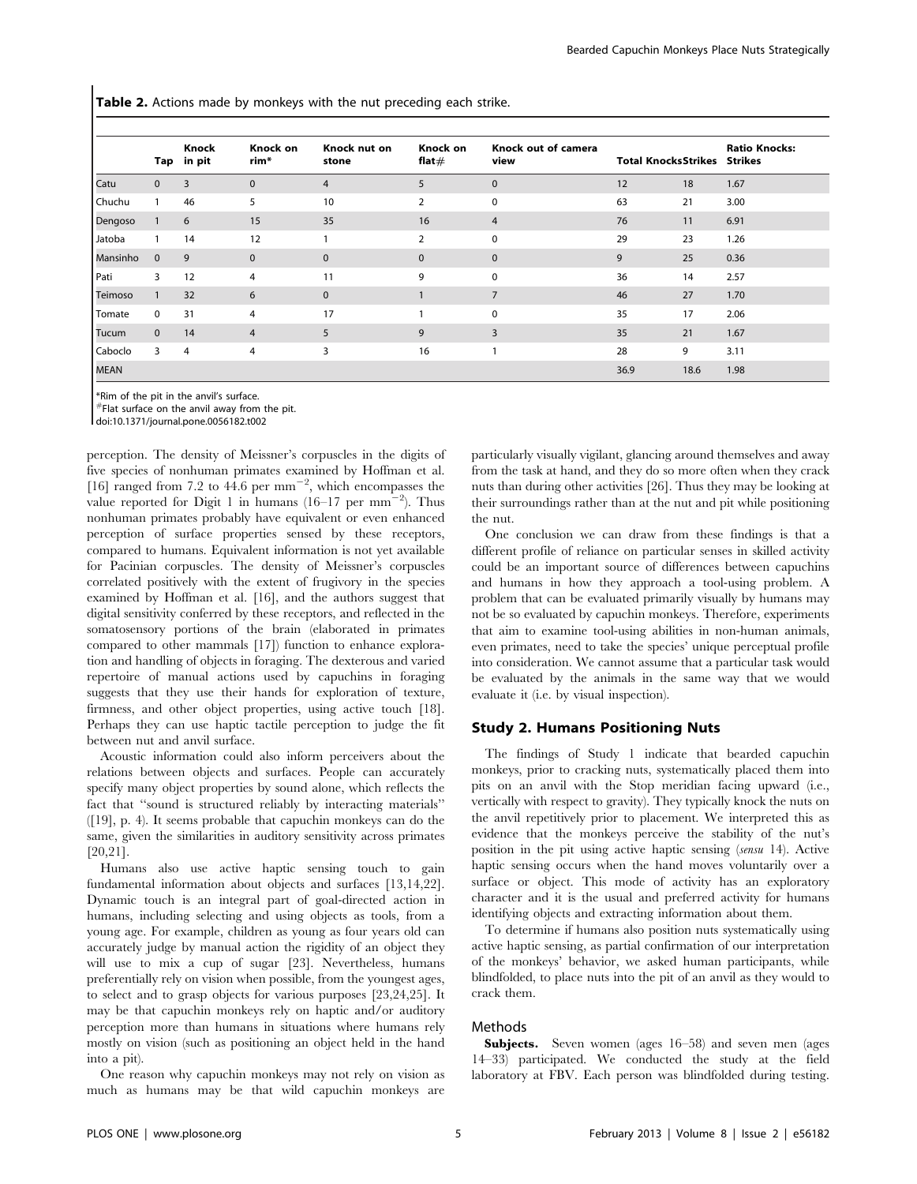**Table 2.** Actions made by monkeys with the nut preceding each strike.

| | Tap | Knock in pit | Knock on rim* | Knock nut on stone | Knock on flat# | Knock out of camera view | Total Knocks | Strikes | Ratio Knocks: Strikes |
|---|---|---|---|---|---|---|---|---|---|
| Catu | 0 | 3 | 0 | 4 | 5 | 0 | 12 | 18 | 1.67 |
| Chuchu | 1 | 46 | 5 | 10 | 2 | 0 | 63 | 21 | 3.00 |
| Dengoso | 1 | 6 | 15 | 35 | 16 | 4 | 76 | 11 | 6.91 |
| Jatoba | 1 | 14 | 12 | 1 | 2 | 0 | 29 | 23 | 1.26 |
| Mansinho | 0 | 9 | 0 | 0 | 0 | 0 | 9 | 25 | 0.36 |
| Pati | 3 | 12 | 4 | 11 | 9 | 0 | 36 | 14 | 2.57 |
| Teimoso | 1 | 32 | 6 | 0 | 1 | 7 | 46 | 27 | 1.70 |
| Tomate | 0 | 31 | 4 | 17 | 1 | 0 | 35 | 17 | 2.06 |
| Tucum | 0 | 14 | 4 | 5 | 9 | 3 | 35 | 21 | 1.67 |
| Caboclo | 3 | 4 | 4 | 3 | 16 | 1 | 28 | 9 | 3.11 |
| MEAN | | | | | | | 36.9 | 18.6 | 1.98 |

*Rim of the pit in the anvil's surface.
#Flat surface on the anvil away from the pit.
doi:10.1371/journal.pone.0056182.t002

perception. The density of Meissner's corpuscles in the digits of five species of nonhuman primates examined by Hoffman et al. [16] ranged from 7.2 to 44.6 per $mm^{-2}$, which encompasses the value reported for Digit 1 in humans (16–17 per $mm^{-2}$). Thus nonhuman primates probably have equivalent or even enhanced perception of surface properties sensed by these receptors, compared to humans. Equivalent information is not yet available for Pacinian corpuscles. The density of Meissner's corpuscles correlated positively with the extent of frugivory in the species examined by Hoffman et al. [16], and the authors suggest that digital sensitivity conferred by these receptors, and reflected in the somatosensory portions of the brain (elaborated in primates compared to other mammals [17]) function to enhance exploration and handling of objects in foraging. The dexterous and varied repertoire of manual actions used by capuchins in foraging suggests that they use their hands for exploration of texture, firmness, and other object properties, using active touch [18]. Perhaps they can use haptic tactile perception to judge the fit between nut and anvil surface.

Acoustic information could also inform perceivers about the relations between objects and surfaces. People can accurately specify many object properties by sound alone, which reflects the fact that ''sound is structured reliably by interacting materials'' ([19], p. 4). It seems probable that capuchin monkeys can do the same, given the similarities in auditory sensitivity across primates [20,21].

Humans also use active haptic sensing touch to gain fundamental information about objects and surfaces [13,14,22]. Dynamic touch is an integral part of goal-directed action in humans, including selecting and using objects as tools, from a young age. For example, children as young as four years old can accurately judge by manual action the rigidity of an object they will use to mix a cup of sugar [23]. Nevertheless, humans preferentially rely on vision when possible, from the youngest ages, to select and to grasp objects for various purposes [23,24,25]. It may be that capuchin monkeys rely on haptic and/or auditory perception more than humans in situations where humans rely mostly on vision (such as positioning an object held in the hand into a pit).

One reason why capuchin monkeys may not rely on vision as much as humans may be that wild capuchin monkeys are particularly visually vigilant, glancing around themselves and away from the task at hand, and they do so more often when they crack nuts than during other activities [26]. Thus they may be looking at their surroundings rather than at the nut and pit while positioning the nut.

One conclusion we can draw from these findings is that a different profile of reliance on particular senses in skilled activity could be an important source of differences between capuchins and humans in how they approach a tool-using problem. A problem that can be evaluated primarily visually by humans may not be so evaluated by capuchin monkeys. Therefore, experiments that aim to examine tool-using abilities in non-human animals, even primates, need to take the species' unique perceptual profile into consideration. We cannot assume that a particular task would be evaluated by the animals in the same way that we would evaluate it (i.e. by visual inspection).

## Study 2. Humans Positioning Nuts

The findings of Study 1 indicate that bearded capuchin monkeys, prior to cracking nuts, systematically placed them into pits on an anvil with the Stop meridian facing upward (i.e., vertically with respect to gravity). They typically knock the nuts on the anvil repetitively prior to placement. We interpreted this as evidence that the monkeys perceive the stability of the nut's position in the pit using active haptic sensing (*sensu* 14). Active haptic sensing occurs when the hand moves voluntarily over a surface or object. This mode of activity has an exploratory character and it is the usual and preferred activity for humans identifying objects and extracting information about them.

To determine if humans also position nuts systematically using active haptic sensing, as partial confirmation of our interpretation of the monkeys' behavior, we asked human participants, while blindfolded, to place nuts into the pit of an anvil as they would to crack them.

### Methods

**Subjects.** Seven women (ages 16–58) and seven men (ages 14–33) participated. We conducted the study at the field laboratory at FBV. Each person was blindfolded during testing.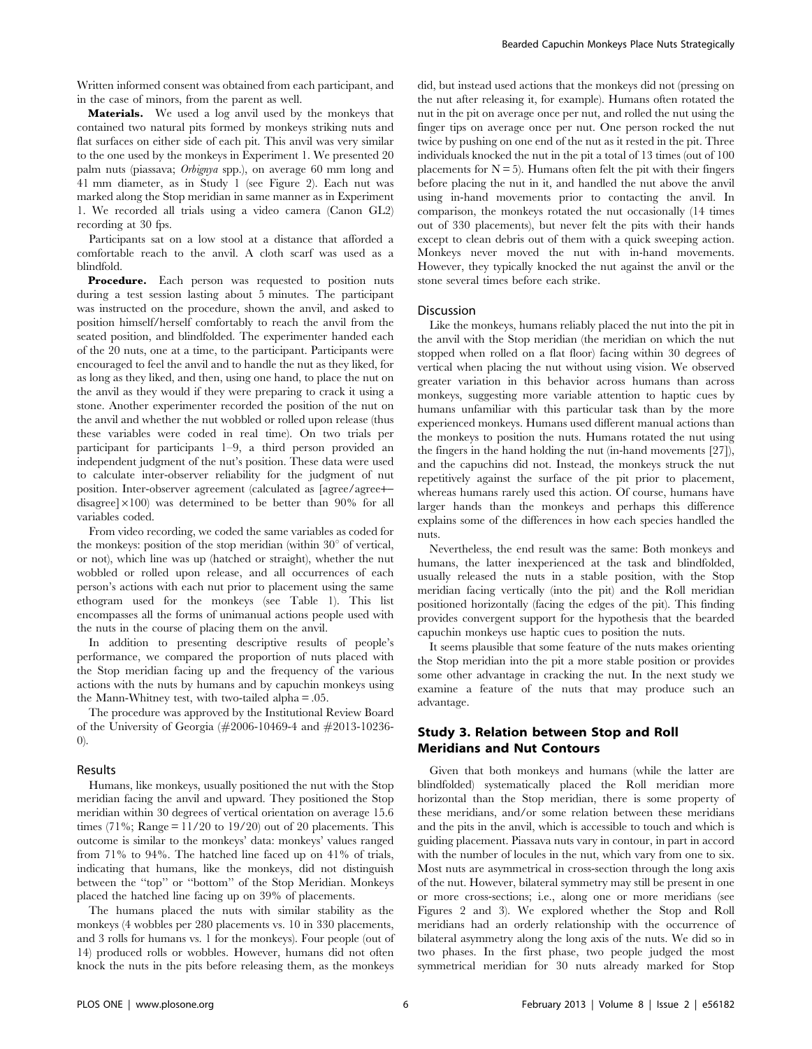Written informed consent was obtained from each participant, and in the case of minors, from the parent as well.

**Materials.** We used a log anvil used by the monkeys that contained two natural pits formed by monkeys striking nuts and flat surfaces on either side of each pit. This anvil was very similar to the one used by the monkeys in Experiment 1. We presented 20 palm nuts (piassava; *Orbignya* spp.), on average 60 mm long and 41 mm diameter, as in Study 1 (see Figure 2). Each nut was marked along the Stop meridian in same manner as in Experiment 1. We recorded all trials using a video camera (Canon GL2) recording at 30 fps.

Participants sat on a low stool at a distance that afforded a comfortable reach to the anvil. A cloth scarf was used as a blindfold.

**Procedure.** Each person was requested to position nuts during a test session lasting about 5 minutes. The participant was instructed on the procedure, shown the anvil, and asked to position himself/herself comfortably to reach the anvil from the seated position, and blindfolded. The experimenter handed each of the 20 nuts, one at a time, to the participant. Participants were encouraged to feel the anvil and to handle the nut as they liked, for as long as they liked, and then, using one hand, to place the nut on the anvil as they would if they were preparing to crack it using a stone. Another experimenter recorded the position of the nut on the anvil and whether the nut wobbled or rolled upon release (thus these variables were coded in real time). On two trials per participant for participants 1–9, a third person provided an independent judgment of the nut's position. These data were used to calculate inter-observer reliability for the judgment of nut position. Inter-observer agreement (calculated as [agree/agree+disagree]×100) was determined to be better than 90% for all variables coded.

From video recording, we coded the same variables as coded for the monkeys: position of the stop meridian (within 30° of vertical, or not), which line was up (hatched or straight), whether the nut wobbled or rolled upon release, and all occurrences of each person's actions with each nut prior to placement using the same ethogram used for the monkeys (see Table 1). This list encompasses all the forms of unimanual actions people used with the nuts in the course of placing them on the anvil.

In addition to presenting descriptive results of people's performance, we compared the proportion of nuts placed with the Stop meridian facing up and the frequency of the various actions with the nuts by humans and by capuchin monkeys using the Mann-Whitney test, with two-tailed alpha = .05.

The procedure was approved by the Institutional Review Board of the University of Georgia (#2006-10469-4 and #2013-10236-0).

### Results

Humans, like monkeys, usually positioned the nut with the Stop meridian facing the anvil and upward. They positioned the Stop meridian within 30 degrees of vertical orientation on average 15.6 times (71%; Range = 11/20 to 19/20) out of 20 placements. This outcome is similar to the monkeys' data: monkeys' values ranged from 71% to 94%. The hatched line faced up on 41% of trials, indicating that humans, like the monkeys, did not distinguish between the "top" or "bottom" of the Stop Meridian. Monkeys placed the hatched line facing up on 39% of placements.

The humans placed the nuts with similar stability as the monkeys (4 wobbles per 280 placements vs. 10 in 330 placements, and 3 rolls for humans vs. 1 for the monkeys). Four people (out of 14) produced rolls or wobbles. However, humans did not often knock the nuts in the pits before releasing them, as the monkeys did, but instead used actions that the monkeys did not (pressing on the nut after releasing it, for example). Humans often rotated the nut in the pit on average once per nut, and rolled the nut using the finger tips on average once per nut. One person rocked the nut twice by pushing on one end of the nut as it rested in the pit. Three individuals knocked the nut in the pit a total of 13 times (out of 100 placements for N = 5). Humans often felt the pit with their fingers before placing the nut in it, and handled the nut above the anvil using in-hand movements prior to contacting the anvil. In comparison, the monkeys rotated the nut occasionally (14 times out of 330 placements), but never felt the pits with their hands except to clean debris out of them with a quick sweeping action. Monkeys never moved the nut with in-hand movements. However, they typically knocked the nut against the anvil or the stone several times before each strike.

### Discussion

Like the monkeys, humans reliably placed the nut into the pit in the anvil with the Stop meridian (the meridian on which the nut stopped when rolled on a flat floor) facing within 30 degrees of vertical when placing the nut without using vision. We observed greater variation in this behavior across humans than across monkeys, suggesting more variable attention to haptic cues by humans unfamiliar with this particular task than by the more experienced monkeys. Humans used different manual actions than the monkeys to position the nuts. Humans rotated the nut using the fingers in the hand holding the nut (in-hand movements [27]), and the capuchins did not. Instead, the monkeys struck the nut repetitively against the surface of the pit prior to placement, whereas humans rarely used this action. Of course, humans have larger hands than the monkeys and perhaps this difference explains some of the differences in how each species handled the nuts.

Nevertheless, the end result was the same: Both monkeys and humans, the latter inexperienced at the task and blindfolded, usually released the nuts in a stable position, with the Stop meridian facing vertically (into the pit) and the Roll meridian positioned horizontally (facing the edges of the pit). This finding provides convergent support for the hypothesis that the bearded capuchin monkeys use haptic cues to position the nuts.

It seems plausible that some feature of the nuts makes orienting the Stop meridian into the pit a more stable position or provides some other advantage in cracking the nut. In the next study we examine a feature of the nuts that may produce such an advantage.

## Study 3. Relation between Stop and Roll Meridians and Nut Contours

Given that both monkeys and humans (while the latter are blindfolded) systematically placed the Roll meridian more horizontal than the Stop meridian, there is some property of these meridians, and/or some relation between these meridians and the pits in the anvil, which is accessible to touch and which is guiding placement. Piassava nuts vary in contour, in part in accord with the number of locules in the nut, which vary from one to six. Most nuts are asymmetrical in cross-section through the long axis of the nut. However, bilateral symmetry may still be present in one or more cross-sections; i.e., along one or more meridians (see Figures 2 and 3). We explored whether the Stop and Roll meridians had an orderly relationship with the occurrence of bilateral asymmetry along the long axis of the nuts. We did so in two phases. In the first phase, two people judged the most symmetrical meridian for 30 nuts already marked for Stop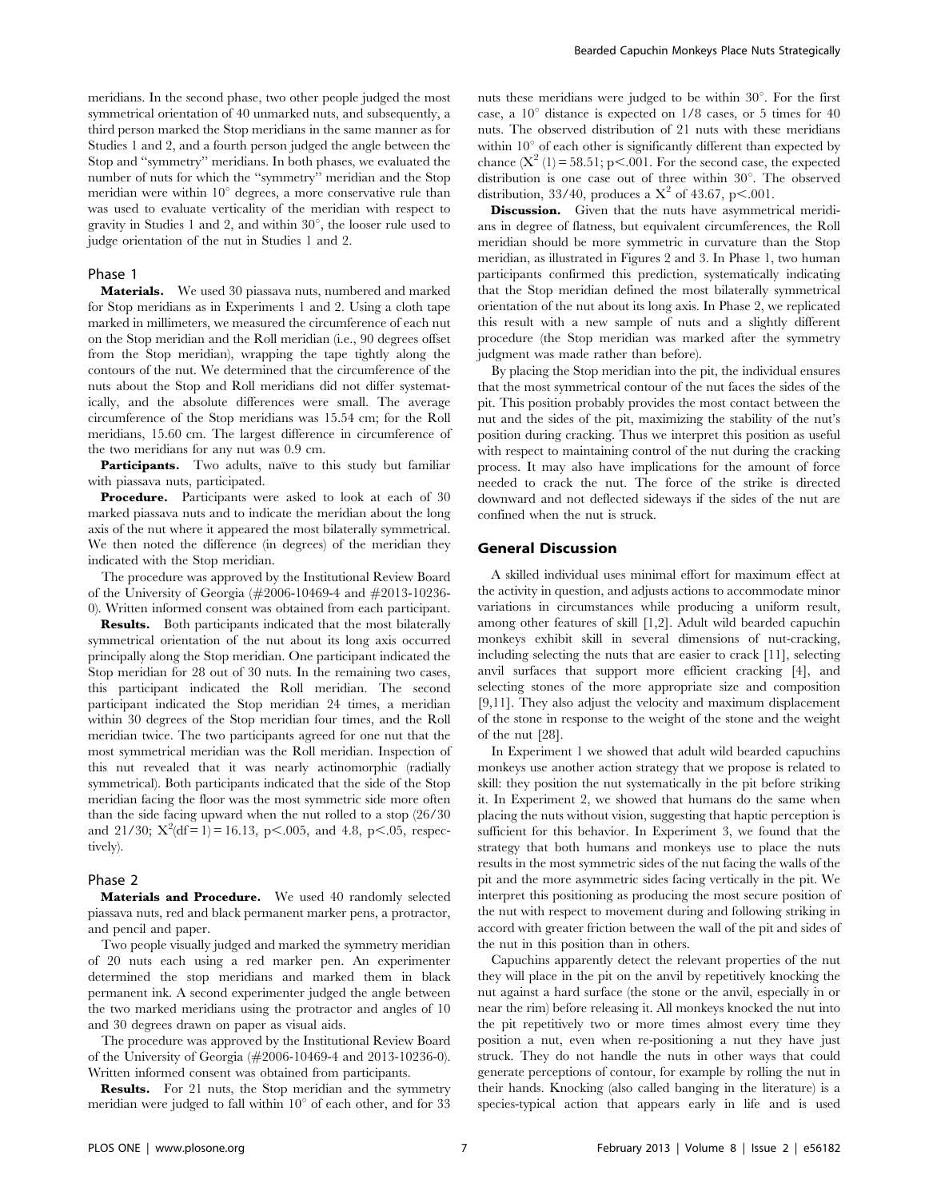meridians. In the second phase, two other people judged the most symmetrical orientation of 40 unmarked nuts, and subsequently, a third person marked the Stop meridians in the same manner as for Studies 1 and 2, and a fourth person judged the angle between the Stop and "symmetry" meridians. In both phases, we evaluated the number of nuts for which the "symmetry" meridian and the Stop meridian were within 10° degrees, a more conservative rule than was used to evaluate verticality of the meridian with respect to gravity in Studies 1 and 2, and within 30°, the looser rule used to judge orientation of the nut in Studies 1 and 2.

### Phase 1

**Materials.** We used 30 piassava nuts, numbered and marked for Stop meridians as in Experiments 1 and 2. Using a cloth tape marked in millimeters, we measured the circumference of each nut on the Stop meridian and the Roll meridian (i.e., 90 degrees offset from the Stop meridian), wrapping the tape tightly along the contours of the nut. We determined that the circumference of the nuts about the Stop and Roll meridians did not differ systematically, and the absolute differences were small. The average circumference of the Stop meridians was 15.54 cm; for the Roll meridians, 15.60 cm. The largest difference in circumference of the two meridians for any nut was 0.9 cm.

**Participants.** Two adults, naïve to this study but familiar with piassava nuts, participated.

**Procedure.** Participants were asked to look at each of 30 marked piassava nuts and to indicate the meridian about the long axis of the nut where it appeared the most bilaterally symmetrical. We then noted the difference (in degrees) of the meridian they indicated with the Stop meridian.

The procedure was approved by the Institutional Review Board of the University of Georgia (#2006-10469-4 and #2013-10236-0). Written informed consent was obtained from each participant.

**Results.** Both participants indicated that the most bilaterally symmetrical orientation of the nut about its long axis occurred principally along the Stop meridian. One participant indicated the Stop meridian for 28 out of 30 nuts. In the remaining two cases, this participant indicated the Roll meridian. The second participant indicated the Stop meridian 24 times, a meridian within 30 degrees of the Stop meridian four times, and the Roll meridian twice. The two participants agreed for one nut that the most symmetrical meridian was the Roll meridian. Inspection of this nut revealed that it was nearly actinomorphic (radially symmetrical). Both participants indicated that the side of the Stop meridian facing the floor was the most symmetric side more often than the side facing upward when the nut rolled to a stop (26/30 and 21/30; $X^2$(df = 1) = 16.13, $p<.005$, and 4.8, $p<.05$, respectively).

### Phase 2

**Materials and Procedure.** We used 40 randomly selected piassava nuts, red and black permanent marker pens, a protractor, and pencil and paper.

Two people visually judged and marked the symmetry meridian of 20 nuts each using a red marker pen. An experimenter determined the stop meridians and marked them in black permanent ink. A second experimenter judged the angle between the two marked meridians using the protractor and angles of 10 and 30 degrees drawn on paper as visual aids.

The procedure was approved by the Institutional Review Board of the University of Georgia (#2006-10469-4 and 2013-10236-0). Written informed consent was obtained from participants.

**Results.** For 21 nuts, the Stop meridian and the symmetry meridian were judged to fall within 10° of each other, and for 33 nuts these meridians were judged to be within 30°. For the first case, a 10° distance is expected on 1/8 cases, or 5 times for 40 nuts. The observed distribution of 21 nuts with these meridians within 10° of each other is significantly different than expected by chance ($X^2$ (1) = 58.51; $p<.001$. For the second case, the expected distribution is one case out of three within 30°. The observed distribution, 33/40, produces a $X^2$ of 43.67, $p<.001$.

**Discussion.** Given that the nuts have asymmetrical meridians in degree of flatness, but equivalent circumferences, the Roll meridian should be more symmetric in curvature than the Stop meridian, as illustrated in Figures 2 and 3. In Phase 1, two human participants confirmed this prediction, systematically indicating that the Stop meridian defined the most bilaterally symmetrical orientation of the nut about its long axis. In Phase 2, we replicated this result with a new sample of nuts and a slightly different procedure (the Stop meridian was marked after the symmetry judgment was made rather than before).

By placing the Stop meridian into the pit, the individual ensures that the most symmetrical contour of the nut faces the sides of the pit. This position probably provides the most contact between the nut and the sides of the pit, maximizing the stability of the nut's position during cracking. Thus we interpret this position as useful with respect to maintaining control of the nut during the cracking process. It may also have implications for the amount of force needed to crack the nut. The force of the strike is directed downward and not deflected sideways if the sides of the nut are confined when the nut is struck.

## General Discussion

A skilled individual uses minimal effort for maximum effect at the activity in question, and adjusts actions to accommodate minor variations in circumstances while producing a uniform result, among other features of skill [1,2]. Adult wild bearded capuchin monkeys exhibit skill in several dimensions of nut-cracking, including selecting the nuts that are easier to crack [11], selecting anvil surfaces that support more efficient cracking [4], and selecting stones of the more appropriate size and composition [9,11]. They also adjust the velocity and maximum displacement of the stone in response to the weight of the stone and the weight of the nut [28].

In Experiment 1 we showed that adult wild bearded capuchins monkeys use another action strategy that we propose is related to skill: they position the nut systematically in the pit before striking it. In Experiment 2, we showed that humans do the same when placing the nuts without vision, suggesting that haptic perception is sufficient for this behavior. In Experiment 3, we found that the strategy that both humans and monkeys use to place the nuts results in the most symmetric sides of the nut facing the walls of the pit and the more asymmetric sides facing vertically in the pit. We interpret this positioning as producing the most secure position of the nut with respect to movement during and following striking in accord with greater friction between the wall of the pit and sides of the nut in this position than in others.

Capuchins apparently detect the relevant properties of the nut they will place in the pit on the anvil by repetitively knocking the nut against a hard surface (the stone or the anvil, especially in or near the rim) before releasing it. All monkeys knocked the nut into the pit repetitively two or more times almost every time they position a nut, even when re-positioning a nut they have just struck. They do not handle the nuts in other ways that could generate perceptions of contour, for example by rolling the nut in their hands. Knocking (also called banging in the literature) is a species-typical action that appears early in life and is used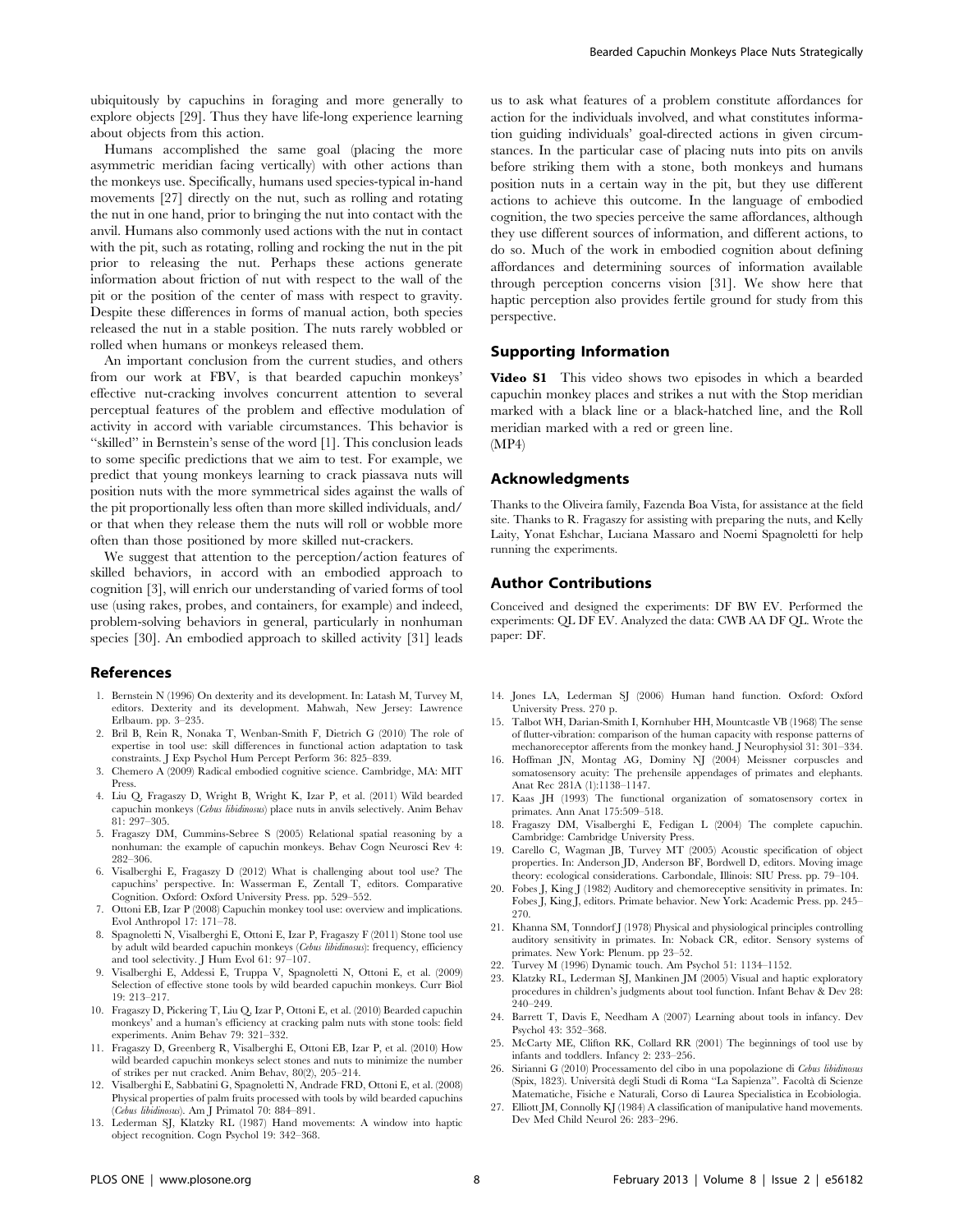ubiquitously by capuchins in foraging and more generally to explore objects [29]. Thus they have life-long experience learning about objects from this action.

Humans accomplished the same goal (placing the more asymmetric meridian facing vertically) with other actions than the monkeys use. Specifically, humans used species-typical in-hand movements [27] directly on the nut, such as rolling and rotating the nut in one hand, prior to bringing the nut into contact with the anvil. Humans also commonly used actions with the nut in contact with the pit, such as rotating, rolling and rocking the nut in the pit prior to releasing the nut. Perhaps these actions generate information about friction of nut with respect to the wall of the pit or the position of the center of mass with respect to gravity. Despite these differences in forms of manual action, both species released the nut in a stable position. The nuts rarely wobbled or rolled when humans or monkeys released them.

An important conclusion from the current studies, and others from our work at FBV, is that bearded capuchin monkeys' effective nut-cracking involves concurrent attention to several perceptual features of the problem and effective modulation of activity in accord with variable circumstances. This behavior is "skilled" in Bernstein's sense of the word [1]. This conclusion leads to some specific predictions that we aim to test. For example, we predict that young monkeys learning to crack piassava nuts will position nuts with the more symmetrical sides against the walls of the pit proportionally less often than more skilled individuals, and/or that when they release them the nuts will roll or wobble more often than those positioned by more skilled nut-crackers.

We suggest that attention to the perception/action features of skilled behaviors, in accord with an embodied approach to cognition [3], will enrich our understanding of varied forms of tool use (using rakes, probes, and containers, for example) and indeed, problem-solving behaviors in general, particularly in nonhuman species [30]. An embodied approach to skilled activity [31] leads us to ask what features of a problem constitute affordances for action for the individuals involved, and what constitutes information guiding individuals' goal-directed actions in given circumstances. In the particular case of placing nuts into pits on anvils before striking them with a stone, both monkeys and humans position nuts in a certain way in the pit, but they use different actions to achieve this outcome. In the language of embodied cognition, the two species perceive the same affordances, although they use different sources of information, and different actions, to do so. Much of the work in embodied cognition about defining affordances and determining sources of information available through perception concerns vision [31]. We show here that haptic perception also provides fertile ground for study from this perspective.

## Supporting Information

**Video S1** This video shows two episodes in which a bearded capuchin monkey places and strikes a nut with the Stop meridian marked with a black line or a black-hatched line, and the Roll meridian marked with a red or green line.
(MP4)

## Acknowledgments

Thanks to the Oliveira family, Fazenda Boa Vista, for assistance at the field site. Thanks to R. Fragaszy for assisting with preparing the nuts, and Kelly Laity, Yonat Eshchar, Luciana Massaro and Noemi Spagnoletti for help running the experiments.

## Author Contributions

Conceived and designed the experiments: DF BW EV. Performed the experiments: QL DF EV. Analyzed the data: CWB AA DF QL. Wrote the paper: DF.

## References

1. Bernstein N (1996) On dexterity and its development. In: Latash M, Turvey M, editors. Dexterity and its development. Mahwah, New Jersey: Lawrence Erlbaum. pp. 3–235.
2. Bril B, Rein R, Nonaka T, Wenban-Smith F, Dietrich G (2010) The role of expertise in tool use: skill differences in functional action adaptation to task constraints. J Exp Psychol Hum Percept Perform 36: 825–839.
3. Chemero A (2009) Radical embodied cognitive science. Cambridge, MA: MIT Press.
4. Liu Q, Fragaszy D, Wright B, Wright K, Izar P, et al. (2011) Wild bearded capuchin monkeys (*Cebus libidinosus*) place nuts in anvils selectively. Anim Behav 81: 297–305.
5. Fragaszy DM, Cummins-Sebree S (2005) Relational spatial reasoning by a nonhuman: the example of capuchin monkeys. Behav Cogn Neurosci Rev 4: 282–306.
6. Visalberghi E, Fragaszy D (2012) What is challenging about tool use? The capuchins' perspective. In: Wasserman E, Zentall T, editors. Comparative Cognition. Oxford: Oxford University Press. pp. 529–552.
7. Ottoni EB, Izar P (2008) Capuchin monkey tool use: overview and implications. Evol Anthropol 17: 171–78.
8. Spagnoletti N, Visalberghi E, Ottoni E, Izar P, Fragaszy F (2011) Stone tool use by adult wild bearded capuchin monkeys (*Cebus libidinosus*): frequency, efficiency and tool selectivity. J Hum Evol 61: 97–107.
9. Visalberghi E, Addessi E, Truppa V, Spagnoletti N, Ottoni E, et al. (2009) Selection of effective stone tools by wild bearded capuchin monkeys. Curr Biol 19: 213–217.
10. Fragaszy D, Pickering T, Liu Q, Izar P, Ottoni E, et al. (2010) Bearded capuchin monkeys' and a human's efficiency at cracking palm nuts with stone tools: field experiments. Anim Behav 79: 321–332.
11. Fragaszy D, Greenberg R, Visalberghi E, Ottoni EB, Izar P, et al. (2010) How wild bearded capuchin monkeys select stones and nuts to minimize the number of strikes per nut cracked. Anim Behav, 80(2), 205–214.
12. Visalberghi E, Sabbatini G, Spagnoletti N, Andrade FRD, Ottoni E, et al. (2008) Physical properties of palm fruits processed with tools by wild bearded capuchins (*Cebus libidinosus*). Am J Primatol 70: 884–891.
13. Lederman SJ, Klatzky RL (1987) Hand movements: A window into haptic object recognition. Cogn Psychol 19: 342–368.
14. Jones LA, Lederman SJ (2006) Human hand function. Oxford: Oxford University Press. 270 p.
15. Talbot WH, Darian-Smith I, Kornhuber HH, Mountcastle VB (1968) The sense of flutter-vibration: comparison of the human capacity with response patterns of mechanoreceptor afferents from the monkey hand. J Neurophysiol 31: 301–334.
16. Hoffman JN, Montag AG, Dominy NJ (2004) Meissner corpuscles and somatosensory acuity: The prehensile appendages of primates and elephants. Anat Rec 281A (1):1138–1147.
17. Kaas JH (1993) The functional organization of somatosensory cortex in primates. Ann Anat 175:509–518.
18. Fragaszy DM, Visalberghi E, Fedigan L (2004) The complete capuchin. Cambridge: Cambridge University Press.
19. Carello C, Wagman JB, Turvey MT (2005) Acoustic specification of object properties. In: Anderson JD, Anderson BF, Bordwell D, editors. Moving image theory: ecological considerations. Carbondale, Illinois: SIU Press. pp. 79–104.
20. Fobes J, King J (1982) Auditory and chemoreceptive sensitivity in primates. In: Fobes J, King J, editors. Primate behavior. New York: Academic Press. pp. 245–270.
21. Khanna SM, Tonndorf J (1978) Physical and physiological principles controlling auditory sensitivity in primates. In: Noback CR, editor. Sensory systems of primates. New York: Plenum. pp 23–52.
22. Turvey M (1996) Dynamic touch. Am Psychol 51: 1134–1152.
23. Klatzky RL, Lederman SJ, Mankinen JM (2005) Visual and haptic exploratory procedures in children's judgments about tool function. Infant Behav & Dev 28: 240–249.
24. Barrett T, Davis E, Needham A (2007) Learning about tools in infancy. Dev Psychol 43: 352–368.
25. McCarty ME, Clifton RK, Collard RR (2001) The beginnings of tool use by infants and toddlers. Infancy 2: 233–256.
26. Sirianni G (2010) Processamento del cibo in una popolazione di *Cebus libidinosus* (Spix, 1823). Università degli Studi di Roma "La Sapienza". Facoltà di Scienze Matematiche, Fisiche e Naturali, Corso di Laurea Specialistica in Ecobiologia.
27. Elliott JM, Connolly KJ (1984) A classification of manipulative hand movements. Dev Med Child Neurol 26: 283–296.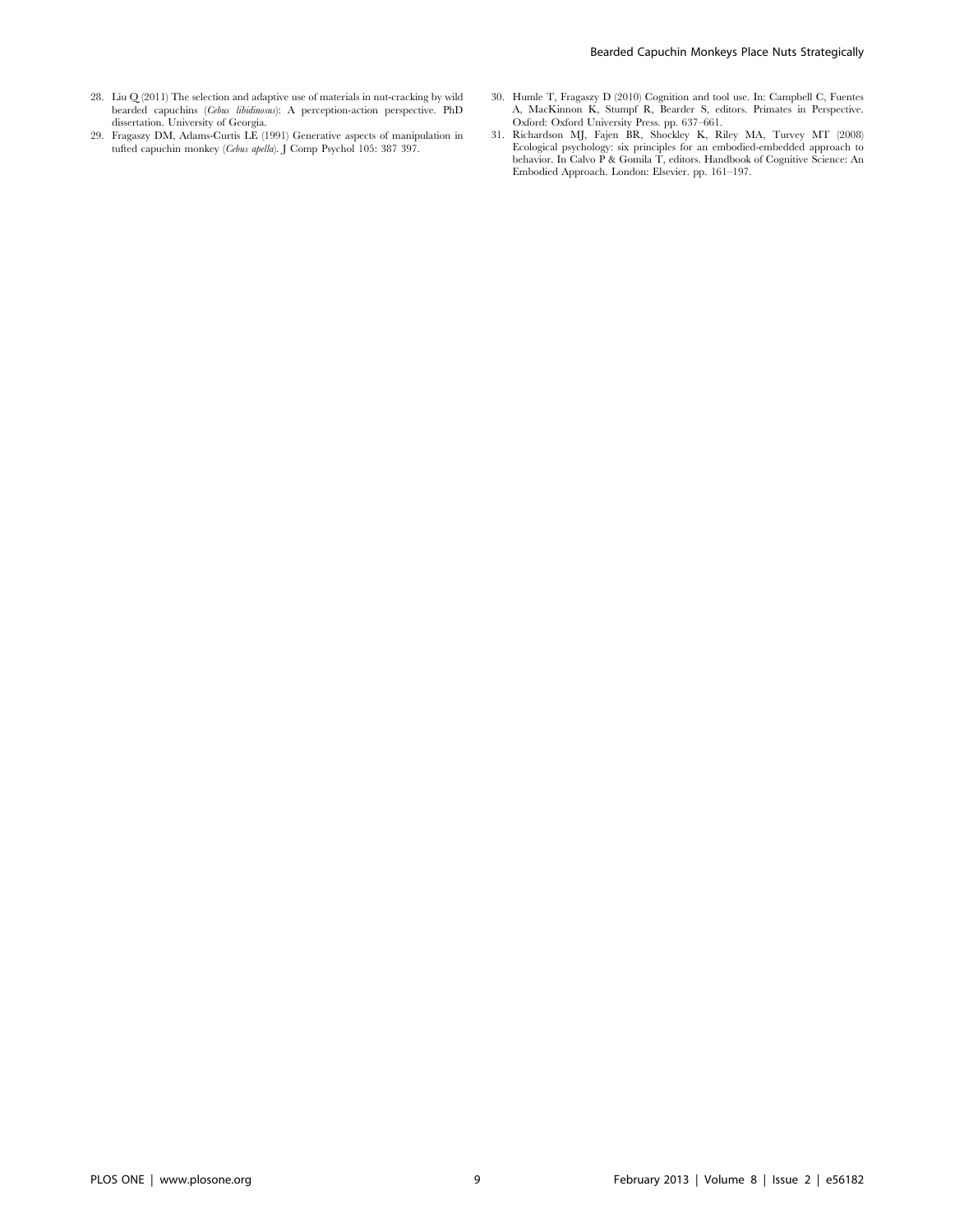28. Liu Q (2011) The selection and adaptive use of materials in nut-cracking by wild bearded capuchins (*Cebus libidinosus*): A perception-action perspective. PhD dissertation. University of Georgia.
29. Fragaszy DM, Adams-Curtis LE (1991) Generative aspects of manipulation in tufted capuchin monkey (*Cebus apella*). J Comp Psychol 105: 387 397.
30. Humle T, Fragaszy D (2010) Cognition and tool use. In: Campbell C, Fuentes A, MacKinnon K, Stumpf R, Bearder S, editors. Primates in Perspective. Oxford: Oxford University Press. pp. 637–661.
31. Richardson MJ, Fajen BR, Shockley K, Riley MA, Turvey MT (2008) Ecological psychology: six principles for an embodied-embedded approach to behavior. In Calvo P & Gomila T, editors. Handbook of Cognitive Science: An Embodied Approach. London: Elsevier. pp. 161–197.